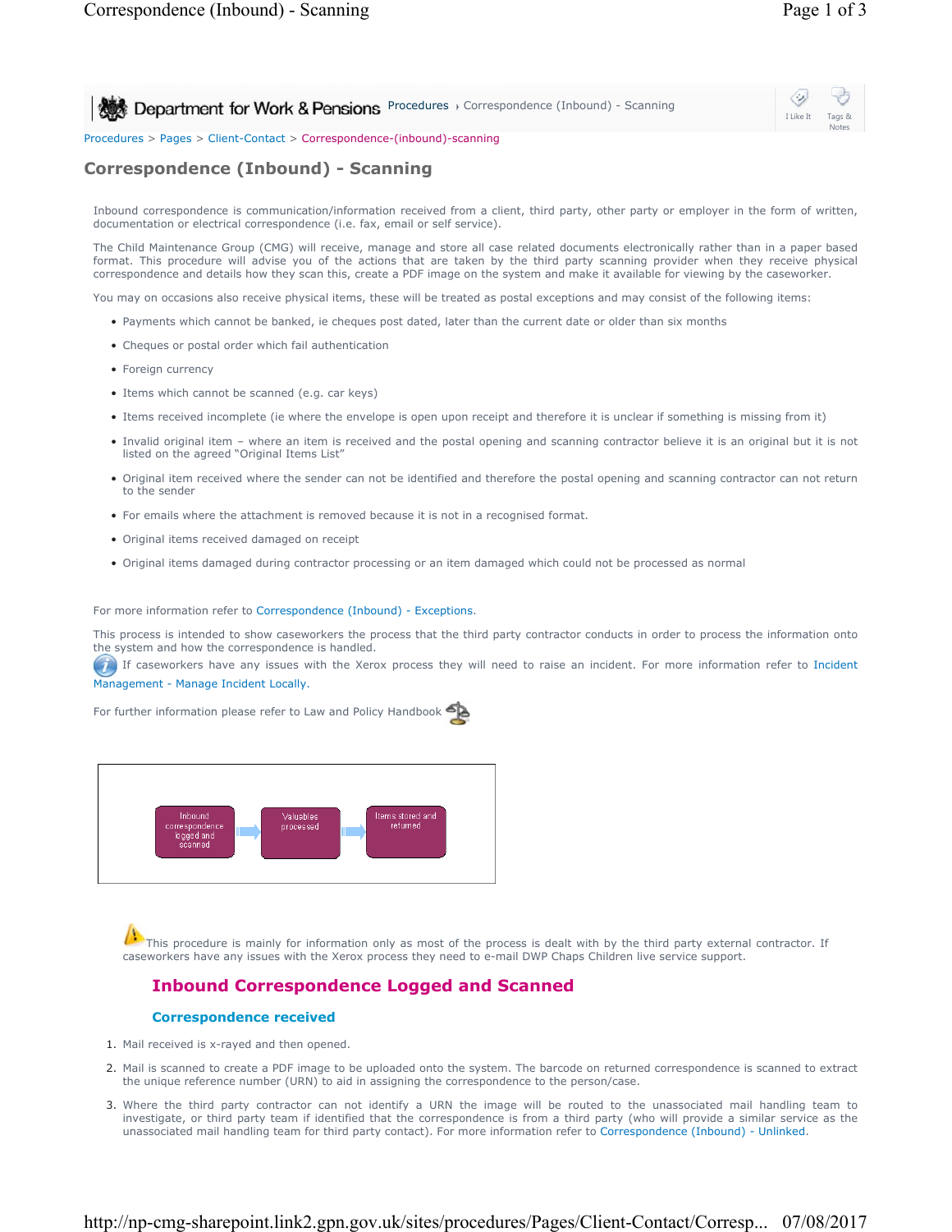Procedures > Pages > Client-Contact > Correspondence-(inbound)-scanning

# Correspondence (Inbound) - Scanning

Inbound correspondence is communication/information received from a client, third party, other party or employer in the form of written, documentation or electrical correspondence (i.e. fax, email or self service).

The Child Maintenance Group (CMG) will receive, manage and store all case related documents electronically rather than in a paper based format. This procedure will advise you of the actions that are taken by the third party scanning provider when they receive physical correspondence and details how they scan this, create a PDF image on the system and make it available for viewing by the caseworker.

You may on occasions also receive physical items, these will be treated as postal exceptions and may consist of the following items:

- Payments which cannot be banked, ie cheques post dated, later than the current date or older than six months
- Cheques or postal order which fail authentication
- Foreign currency
- Items which cannot be scanned (e.g. car keys)
- Items received incomplete (ie where the envelope is open upon receipt and therefore it is unclear if something is missing from it)
- Invalid original item – where an item is received and the postal opening and scanning contractor believe it is an original but it is not listed on the agreed "Original Items List"
- Original item received where the sender can not be identified and therefore the postal opening and scanning contractor can not return to the sender
- For emails where the attachment is removed because it is not in a recognised format.
- Original items received damaged on receipt
- Original items damaged during contractor processing or an item damaged which could not be processed as normal

For more information refer to Correspondence (Inbound) - Exceptions.

This process is intended to show caseworkers the process that the third party contractor conducts in order to process the information onto the system and how the correspondence is handled.

If caseworkers have any issues with the Xerox process they will need to raise an incident. For more information refer to Incident Management - Manage Incident Locally.

For further information please refer to Law and Policy Handbook

Inbound correspondence logged and scanned → Valuables processed → Items stored and returned

This procedure is mainly for information only as most of the process is dealt with by the third party external contractor. If caseworkers have any issues with the Xerox process they need to e-mail DWP Chaps Children live service support.

## Inbound Correspondence Logged and Scanned

### Correspondence received

1. Mail received is x-rayed and then opened.
2. Mail is scanned to create a PDF image to be uploaded onto the system. The barcode on returned correspondence is scanned to extract the unique reference number (URN) to aid in assigning the correspondence to the person/case.
3. Where the third party contractor can not identify a URN the image will be routed to the unassociated mail handling team to investigate, or third party team if identified that the correspondence is from a third party (who will provide a similar service as the unassociated mail handling team for third party contact). For more information refer to Correspondence (Inbound) - Unlinked.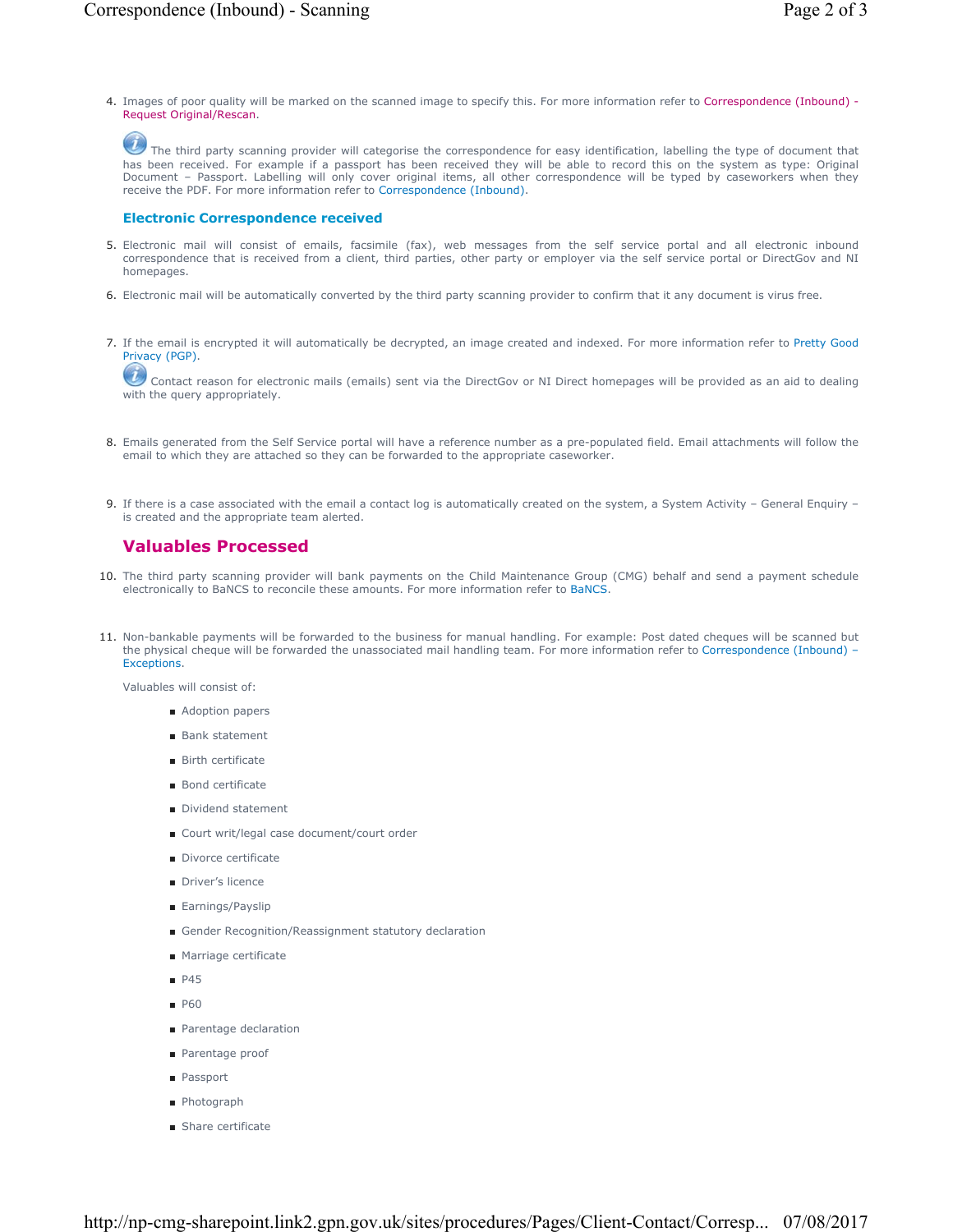4. Images of poor quality will be marked on the scanned image to specify this. For more information refer to Correspondence (Inbound) - Request Original/Rescan.

   The third party scanning provider will categorise the correspondence for easy identification, labelling the type of document that has been received. For example if a passport has been received they will be able to record this on the system as type: Original Document – Passport. Labelling will only cover original items, all other correspondence will be typed by caseworkers when they receive the PDF. For more information refer to Correspondence (Inbound).

### Electronic Correspondence received

5. Electronic mail will consist of emails, facsimile (fax), web messages from the self service portal and all electronic inbound correspondence that is received from a client, third parties, other party or employer via the self service portal or DirectGov and NI homepages.

6. Electronic mail will be automatically converted by the third party scanning provider to confirm that it any document is virus free.

7. If the email is encrypted it will automatically be decrypted, an image created and indexed. For more information refer to Pretty Good Privacy (PGP).

   Contact reason for electronic mails (emails) sent via the DirectGov or NI Direct homepages will be provided as an aid to dealing with the query appropriately.

8. Emails generated from the Self Service portal will have a reference number as a pre-populated field. Email attachments will follow the email to which they are attached so they can be forwarded to the appropriate caseworker.

9. If there is a case associated with the email a contact log is automatically created on the system, a System Activity – General Enquiry – is created and the appropriate team alerted.

## Valuables Processed

10. The third party scanning provider will bank payments on the Child Maintenance Group (CMG) behalf and send a payment schedule electronically to BaNCS to reconcile these amounts. For more information refer to BaNCS.

11. Non-bankable payments will be forwarded to the business for manual handling. For example: Post dated cheques will be scanned but the physical cheque will be forwarded the unassociated mail handling team. For more information refer to Correspondence (Inbound) – Exceptions.

    Valuables will consist of:

    - Adoption papers
    - Bank statement
    - Birth certificate
    - Bond certificate
    - Dividend statement
    - Court writ/legal case document/court order
    - Divorce certificate
    - Driver's licence
    - Earnings/Payslip
    - Gender Recognition/Reassignment statutory declaration
    - Marriage certificate
    - P45
    - P60
    - Parentage declaration
    - Parentage proof
    - Passport
    - Photograph
    - Share certificate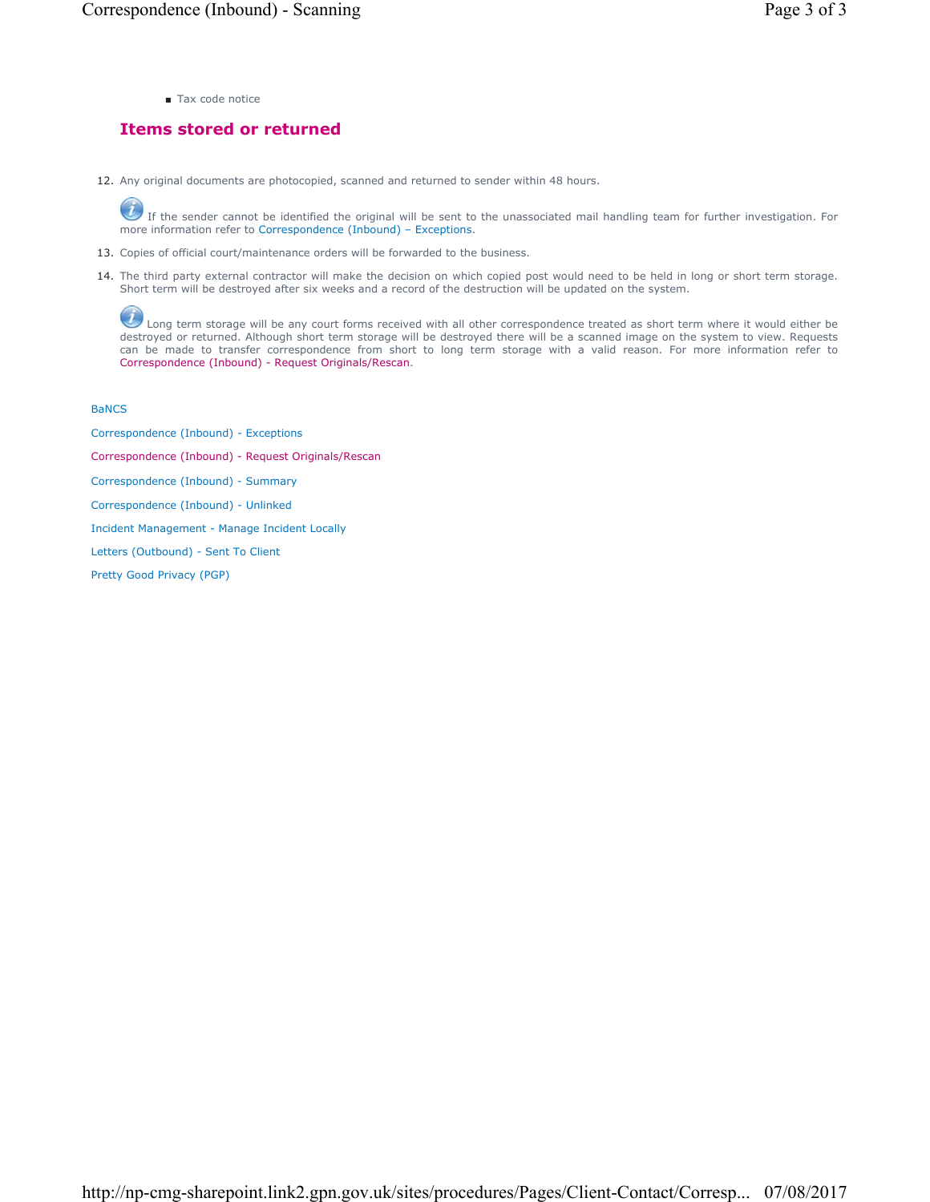- Tax code notice

## Items stored or returned

12. Any original documents are photocopied, scanned and returned to sender within 48 hours.

    If the sender cannot be identified the original will be sent to the unassociated mail handling team for further investigation. For more information refer to Correspondence (Inbound) – Exceptions.

13. Copies of official court/maintenance orders will be forwarded to the business.

14. The third party external contractor will make the decision on which copied post would need to be held in long or short term storage. Short term will be destroyed after six weeks and a record of the destruction will be updated on the system.

    Long term storage will be any court forms received with all other correspondence treated as short term where it would either be destroyed or returned. Although short term storage will be destroyed there will be a scanned image on the system to view. Requests can be made to transfer correspondence from short to long term storage with a valid reason. For more information refer to Correspondence (Inbound) - Request Originals/Rescan.

BaNCS

Correspondence (Inbound) - Exceptions

Correspondence (Inbound) - Request Originals/Rescan

Correspondence (Inbound) - Summary

Correspondence (Inbound) - Unlinked

Incident Management - Manage Incident Locally

Letters (Outbound) - Sent To Client

Pretty Good Privacy (PGP)